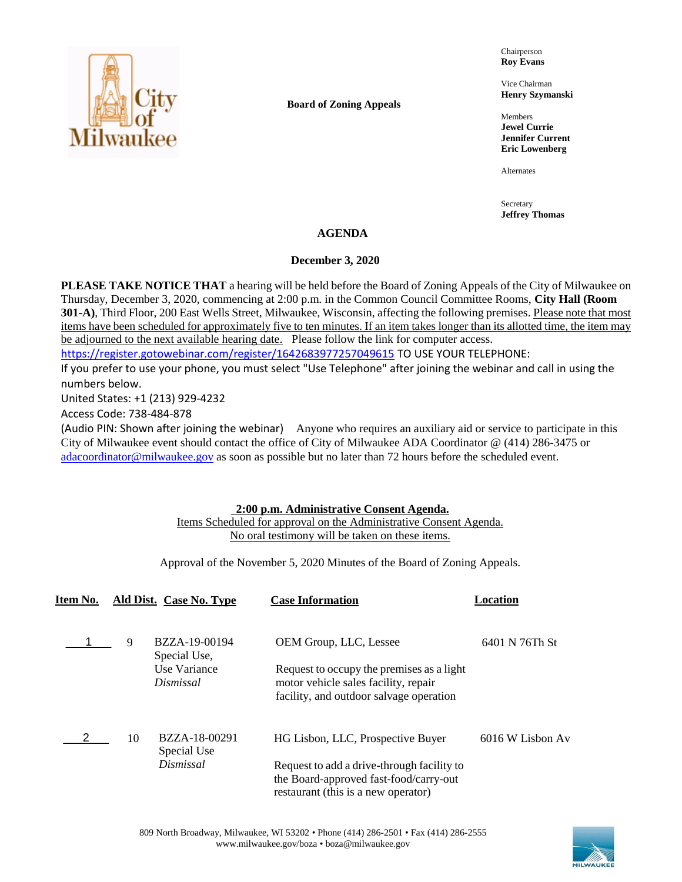**Board of Zoning Appeals**

Chairperson
**Roy Evans**

Vice Chairman
**Henry Szymanski**

Members
**Jewel Currie**
**Jennifer Current**
**Eric Lowenberg**

Alternates

Secretary
**Jeffrey Thomas**

# AGENDA

## December 3, 2020

**PLEASE TAKE NOTICE THAT** a hearing will be held before the Board of Zoning Appeals of the City of Milwaukee on Thursday, December 3, 2020, commencing at 2:00 p.m. in the Common Council Committee Rooms, **City Hall (Room 301-A)**, Third Floor, 200 East Wells Street, Milwaukee, Wisconsin, affecting the following premises. Please note that most items have been scheduled for approximately five to ten minutes. If an item takes longer than its allotted time, the item may be adjourned to the next available hearing date. Please follow the link for computer access.
https://register.gotowebinar.com/register/1642683977257049615 TO USE YOUR TELEPHONE:
If you prefer to use your phone, you must select "Use Telephone" after joining the webinar and call in using the numbers below.
United States: +1 (213) 929-4232
Access Code: 738-484-878
(Audio PIN: Shown after joining the webinar) Anyone who requires an auxiliary aid or service to participate in this City of Milwaukee event should contact the office of City of Milwaukee ADA Coordinator @ (414) 286-3475 or adacoordinator@milwaukee.gov as soon as possible but no later than 72 hours before the scheduled event.

**2:00 p.m. Administrative Consent Agenda.**
Items Scheduled for approval on the Administrative Consent Agenda.
No oral testimony will be taken on these items.

Approval of the November 5, 2020 Minutes of the Board of Zoning Appeals.

| Item No. | Ald Dist. | Case No. Type | Case Information | Location |
|---|---|---|---|---|
| 1 | 9 | BZZA-19-00194 Special Use, Use Variance *Dismissal* | OEM Group, LLC, Lessee<br><br>Request to occupy the premises as a light motor vehicle sales facility, repair facility, and outdoor salvage operation | 6401 N 76Th St |
| 2 | 10 | BZZA-18-00291 Special Use *Dismissal* | HG Lisbon, LLC, Prospective Buyer<br><br>Request to add a drive-through facility to the Board-approved fast-food/carry-out restaurant (this is a new operator) | 6016 W Lisbon Av |

809 North Broadway, Milwaukee, WI 53202 • Phone (414) 286-2501 • Fax (414) 286-2555
www.milwaukee.gov/boza • boza@milwaukee.gov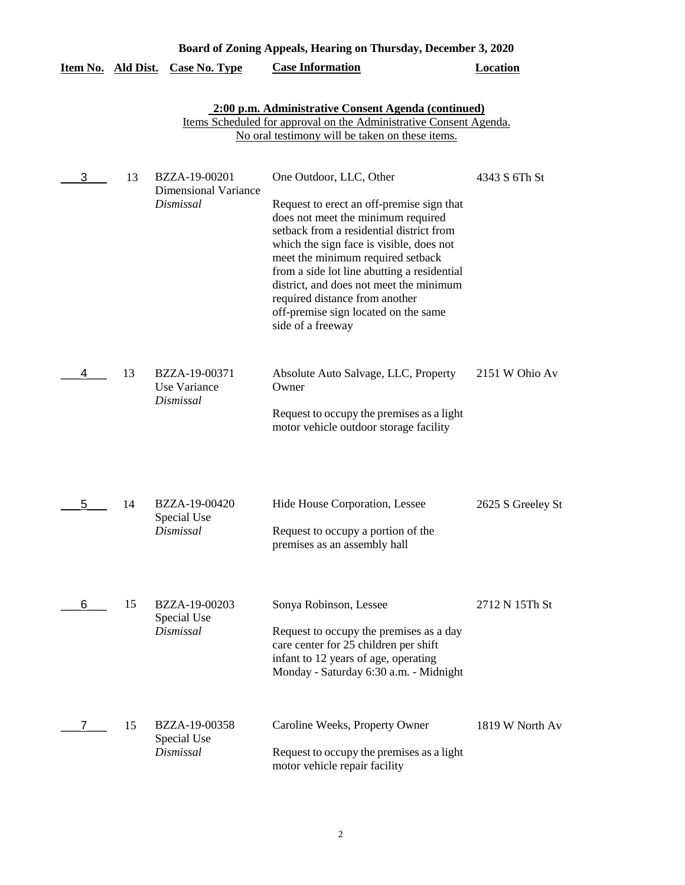**Board of Zoning Appeals, Hearing on Thursday, December 3, 2020**

**2:00 p.m. Administrative Consent Agenda (continued)**

Items Scheduled for approval on the Administrative Consent Agenda.
No oral testimony will be taken on these items.

| Item No. | Ald Dist. | Case No. Type | Case Information | Location |
|---|---|---|---|---|
| 3 | 13 | BZZA-19-00201 Dimensional Variance *Dismissal* | One Outdoor, LLC, Other<br><br>Request to erect an off-premise sign that does not meet the minimum required setback from a residential district from which the sign face is visible, does not meet the minimum required setback from a side lot line abutting a residential district, and does not meet the minimum required distance from another off-premise sign located on the same side of a freeway | 4343 S 6Th St |
| 4 | 13 | BZZA-19-00371 Use Variance *Dismissal* | Absolute Auto Salvage, LLC, Property Owner<br><br>Request to occupy the premises as a light motor vehicle outdoor storage facility | 2151 W Ohio Av |
| 5 | 14 | BZZA-19-00420 Special Use *Dismissal* | Hide House Corporation, Lessee<br><br>Request to occupy a portion of the premises as an assembly hall | 2625 S Greeley St |
| 6 | 15 | BZZA-19-00203 Special Use *Dismissal* | Sonya Robinson, Lessee<br><br>Request to occupy the premises as a day care center for 25 children per shift infant to 12 years of age, operating Monday - Saturday 6:30 a.m. - Midnight | 2712 N 15Th St |
| 7 | 15 | BZZA-19-00358 Special Use *Dismissal* | Caroline Weeks, Property Owner<br><br>Request to occupy the premises as a light motor vehicle repair facility | 1819 W North Av |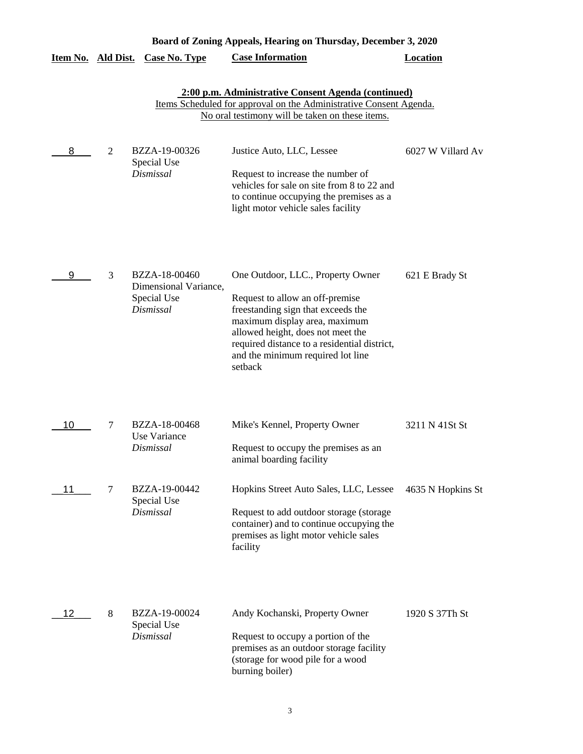**Board of Zoning Appeals, Hearing on Thursday, December 3, 2020**

| Item No. | Ald Dist. | Case No. Type | Case Information | Location |
|---|---|---|---|---|

**2:00 p.m. Administrative Consent Agenda (continued)**

Items Scheduled for approval on the Administrative Consent Agenda.
No oral testimony will be taken on these items.

| Item No. | Ald Dist. | Case No. Type | Case Information | Location |
|---|---|---|---|---|
| 8 | 2 | BZZA-19-00326<br>Special Use<br>*Dismissal* | Justice Auto, LLC, Lessee<br><br>Request to increase the number of vehicles for sale on site from 8 to 22 and to continue occupying the premises as a light motor vehicle sales facility | 6027 W Villard Av |
| 9 | 3 | BZZA-18-00460<br>Dimensional Variance,<br>Special Use<br>*Dismissal* | One Outdoor, LLC., Property Owner<br><br>Request to allow an off-premise freestanding sign that exceeds the maximum display area, maximum allowed height, does not meet the required distance to a residential district, and the minimum required lot line setback | 621 E Brady St |
| 10 | 7 | BZZA-18-00468<br>Use Variance<br>*Dismissal* | Mike's Kennel, Property Owner<br><br>Request to occupy the premises as an animal boarding facility | 3211 N 41St St |
| 11 | 7 | BZZA-19-00442<br>Special Use<br>*Dismissal* | Hopkins Street Auto Sales, LLC, Lessee<br><br>Request to add outdoor storage (storage container) and to continue occupying the premises as light motor vehicle sales facility | 4635 N Hopkins St |
| 12 | 8 | BZZA-19-00024<br>Special Use<br>*Dismissal* | Andy Kochanski, Property Owner<br><br>Request to occupy a portion of the premises as an outdoor storage facility (storage for wood pile for a wood burning boiler) | 1920 S 37Th St |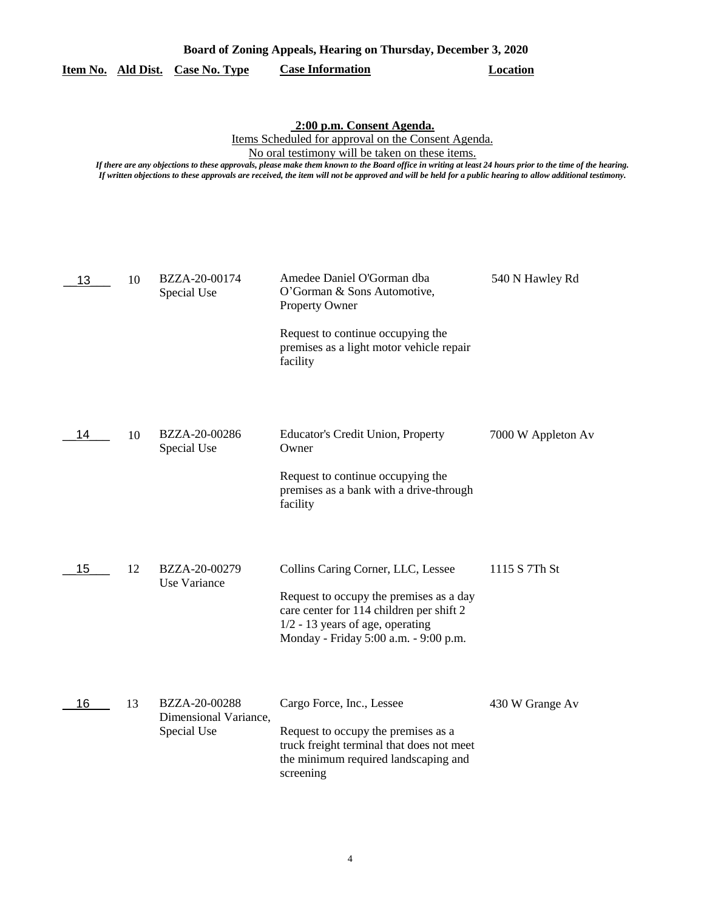**Board of Zoning Appeals, Hearing on Thursday, December 3, 2020**

**2:00 p.m. Consent Agenda.**

Items Scheduled for approval on the Consent Agenda.

No oral testimony will be taken on these items.

*If there are any objections to these approvals, please make them known to the Board office in writing at least 24 hours prior to the time of the hearing. If written objections to these approvals are received, the item will not be approved and will be held for a public hearing to allow additional testimony.*

| Item No. | Ald Dist. | Case No. Type | Case Information | Location |
|---|---|---|---|---|
| 13 | 10 | BZZA-20-00174 Special Use | Amedee Daniel O'Gorman dba O'Gorman & Sons Automotive, Property Owner<br><br>Request to continue occupying the premises as a light motor vehicle repair facility | 540 N Hawley Rd |
| 14 | 10 | BZZA-20-00286 Special Use | Educator's Credit Union, Property Owner<br><br>Request to continue occupying the premises as a bank with a drive-through facility | 7000 W Appleton Av |
| 15 | 12 | BZZA-20-00279 Use Variance | Collins Caring Corner, LLC, Lessee<br><br>Request to occupy the premises as a day care center for 114 children per shift 2 1/2 - 13 years of age, operating Monday - Friday 5:00 a.m. - 9:00 p.m. | 1115 S 7Th St |
| 16 | 13 | BZZA-20-00288 Dimensional Variance, Special Use | Cargo Force, Inc., Lessee<br><br>Request to occupy the premises as a truck freight terminal that does not meet the minimum required landscaping and screening | 430 W Grange Av |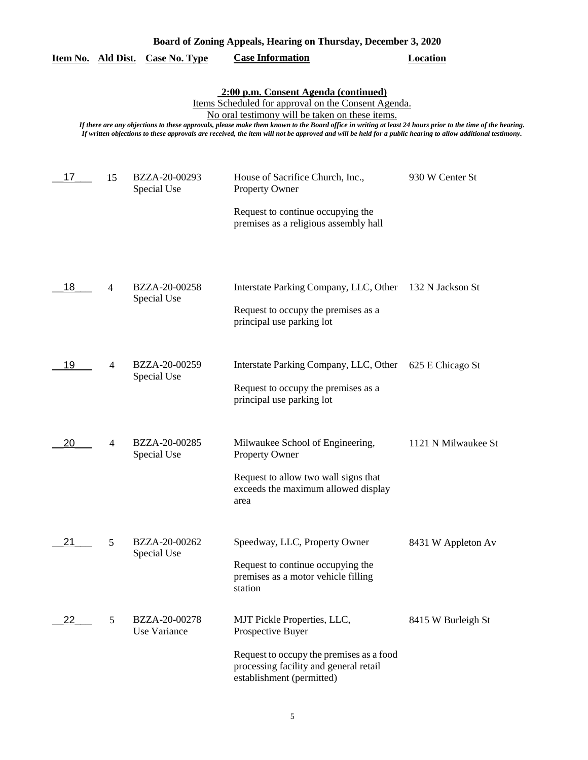**Board of Zoning Appeals, Hearing on Thursday, December 3, 2020**

**2:00 p.m. Consent Agenda (continued)**

Items Scheduled for approval on the Consent Agenda.

No oral testimony will be taken on these items.

*If there are any objections to these approvals, please make them known to the Board office in writing at least 24 hours prior to the time of the hearing. If written objections to these approvals are received, the item will not be approved and will be held for a public hearing to allow additional testimony.*

| Item No. | Ald Dist. | Case No. Type | Case Information | Location |
|---|---|---|---|---|
| 17 | 15 | BZZA-20-00293 Special Use | House of Sacrifice Church, Inc., Property Owner<br><br>Request to continue occupying the premises as a religious assembly hall | 930 W Center St |
| 18 | 4 | BZZA-20-00258 Special Use | Interstate Parking Company, LLC, Other<br><br>Request to occupy the premises as a principal use parking lot | 132 N Jackson St |
| 19 | 4 | BZZA-20-00259 Special Use | Interstate Parking Company, LLC, Other<br><br>Request to occupy the premises as a principal use parking lot | 625 E Chicago St |
| 20 | 4 | BZZA-20-00285 Special Use | Milwaukee School of Engineering, Property Owner<br><br>Request to allow two wall signs that exceeds the maximum allowed display area | 1121 N Milwaukee St |
| 21 | 5 | BZZA-20-00262 Special Use | Speedway, LLC, Property Owner<br><br>Request to continue occupying the premises as a motor vehicle filling station | 8431 W Appleton Av |
| 22 | 5 | BZZA-20-00278 Use Variance | MJT Pickle Properties, LLC, Prospective Buyer<br><br>Request to occupy the premises as a food processing facility and general retail establishment (permitted) | 8415 W Burleigh St |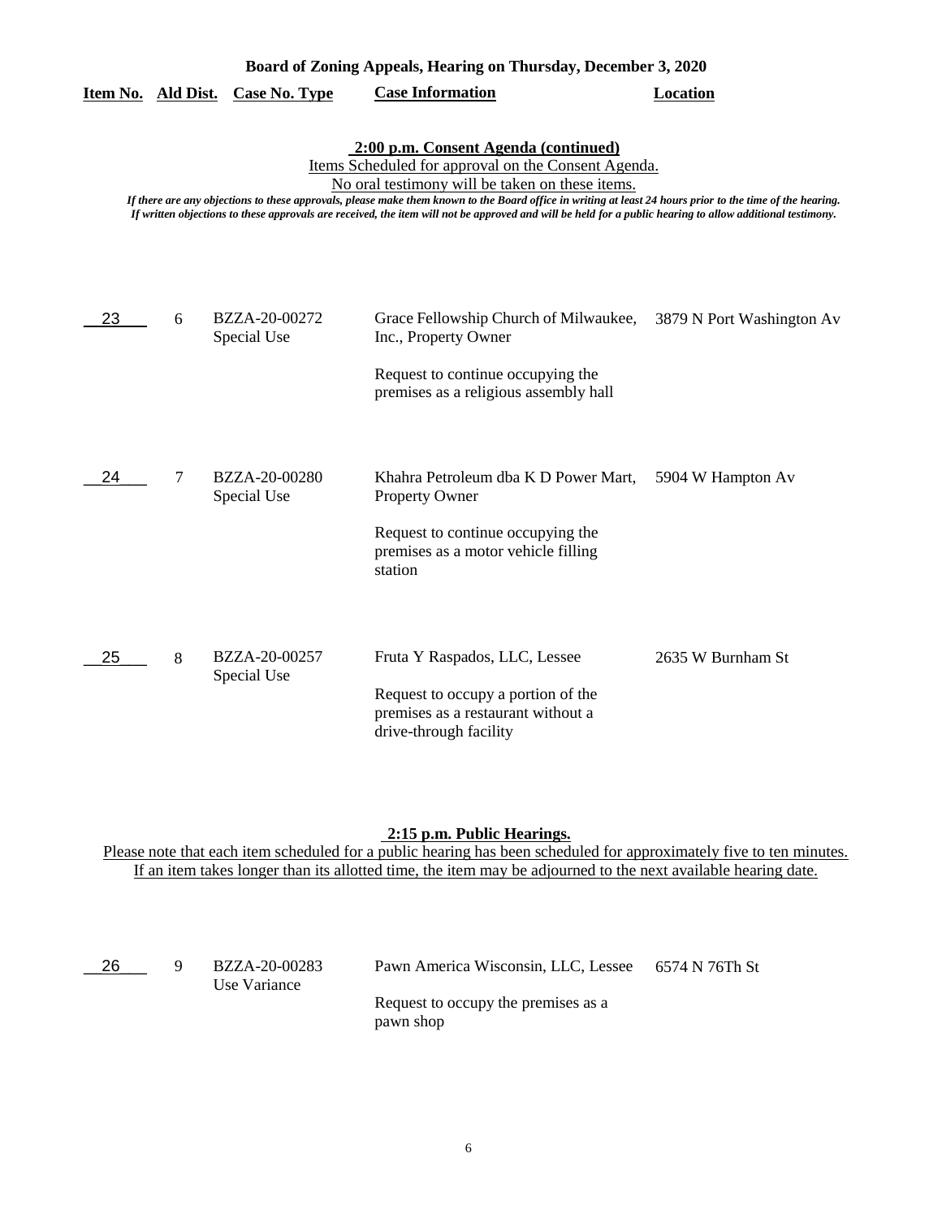**Board of Zoning Appeals, Hearing on Thursday, December 3, 2020**

| Item No. | Ald Dist. | Case No. Type | Case Information | Location |
|---|---|---|---|---|

**2:00 p.m. Consent Agenda (continued)**

Items Scheduled for approval on the Consent Agenda.

No oral testimony will be taken on these items.

*If there are any objections to these approvals, please make them known to the Board office in writing at least 24 hours prior to the time of the hearing. If written objections to these approvals are received, the item will not be approved and will be held for a public hearing to allow additional testimony.*

| Item No. | Ald Dist. | Case No. Type | Case Information | Location |
|---|---|---|---|---|
| 23 | 6 | BZZA-20-00272 Special Use | Grace Fellowship Church of Milwaukee, Inc., Property Owner<br><br>Request to continue occupying the premises as a religious assembly hall | 3879 N Port Washington Av |
| 24 | 7 | BZZA-20-00280 Special Use | Khahra Petroleum dba K D Power Mart, Property Owner<br><br>Request to continue occupying the premises as a motor vehicle filling station | 5904 W Hampton Av |
| 25 | 8 | BZZA-20-00257 Special Use | Fruta Y Raspados, LLC, Lessee<br><br>Request to occupy a portion of the premises as a restaurant without a drive-through facility | 2635 W Burnham St |

**2:15 p.m. Public Hearings.**

Please note that each item scheduled for a public hearing has been scheduled for approximately five to ten minutes. If an item takes longer than its allotted time, the item may be adjourned to the next available hearing date.

| Item No. | Ald Dist. | Case No. Type | Case Information | Location |
|---|---|---|---|---|
| 26 | 9 | BZZA-20-00283 Use Variance | Pawn America Wisconsin, LLC, Lessee<br><br>Request to occupy the premises as a pawn shop | 6574 N 76Th St |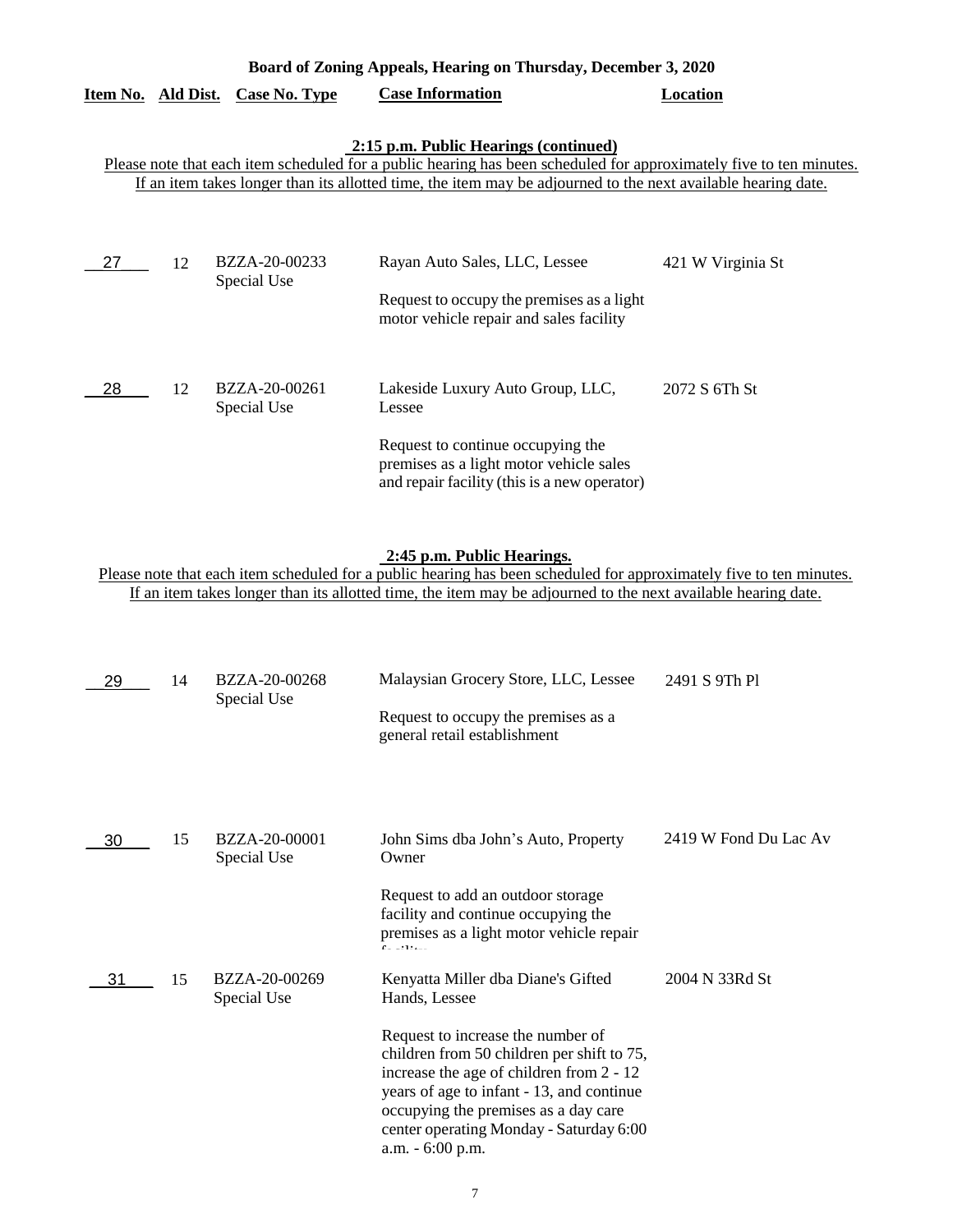**Board of Zoning Appeals, Hearing on Thursday, December 3, 2020**

**2:15 p.m. Public Hearings (continued)**

Please note that each item scheduled for a public hearing has been scheduled for approximately five to ten minutes. If an item takes longer than its allotted time, the item may be adjourned to the next available hearing date.

| Item No. | Ald Dist. | Case No. Type | Case Information | Location |
|---|---|---|---|---|
| 27 | 12 | BZZA-20-00233 Special Use | Rayan Auto Sales, LLC, Lessee<br><br>Request to occupy the premises as a light motor vehicle repair and sales facility | 421 W Virginia St |
| 28 | 12 | BZZA-20-00261 Special Use | Lakeside Luxury Auto Group, LLC, Lessee<br><br>Request to continue occupying the premises as a light motor vehicle sales and repair facility (this is a new operator) | 2072 S 6Th St |

**2:45 p.m. Public Hearings.**

Please note that each item scheduled for a public hearing has been scheduled for approximately five to ten minutes. If an item takes longer than its allotted time, the item may be adjourned to the next available hearing date.

| Item No. | Ald Dist. | Case No. Type | Case Information | Location |
|---|---|---|---|---|
| 29 | 14 | BZZA-20-00268 Special Use | Malaysian Grocery Store, LLC, Lessee<br><br>Request to occupy the premises as a general retail establishment | 2491 S 9Th Pl |
| 30 | 15 | BZZA-20-00001 Special Use | John Sims dba John's Auto, Property Owner<br><br>Request to add an outdoor storage facility and continue occupying the premises as a light motor vehicle repair facility | 2419 W Fond Du Lac Av |
| 31 | 15 | BZZA-20-00269 Special Use | Kenyatta Miller dba Diane's Gifted Hands, Lessee<br><br>Request to increase the number of children from 50 children per shift to 75, increase the age of children from 2 - 12 years of age to infant - 13, and continue occupying the premises as a day care center operating Monday - Saturday 6:00 a.m. - 6:00 p.m. | 2004 N 33Rd St |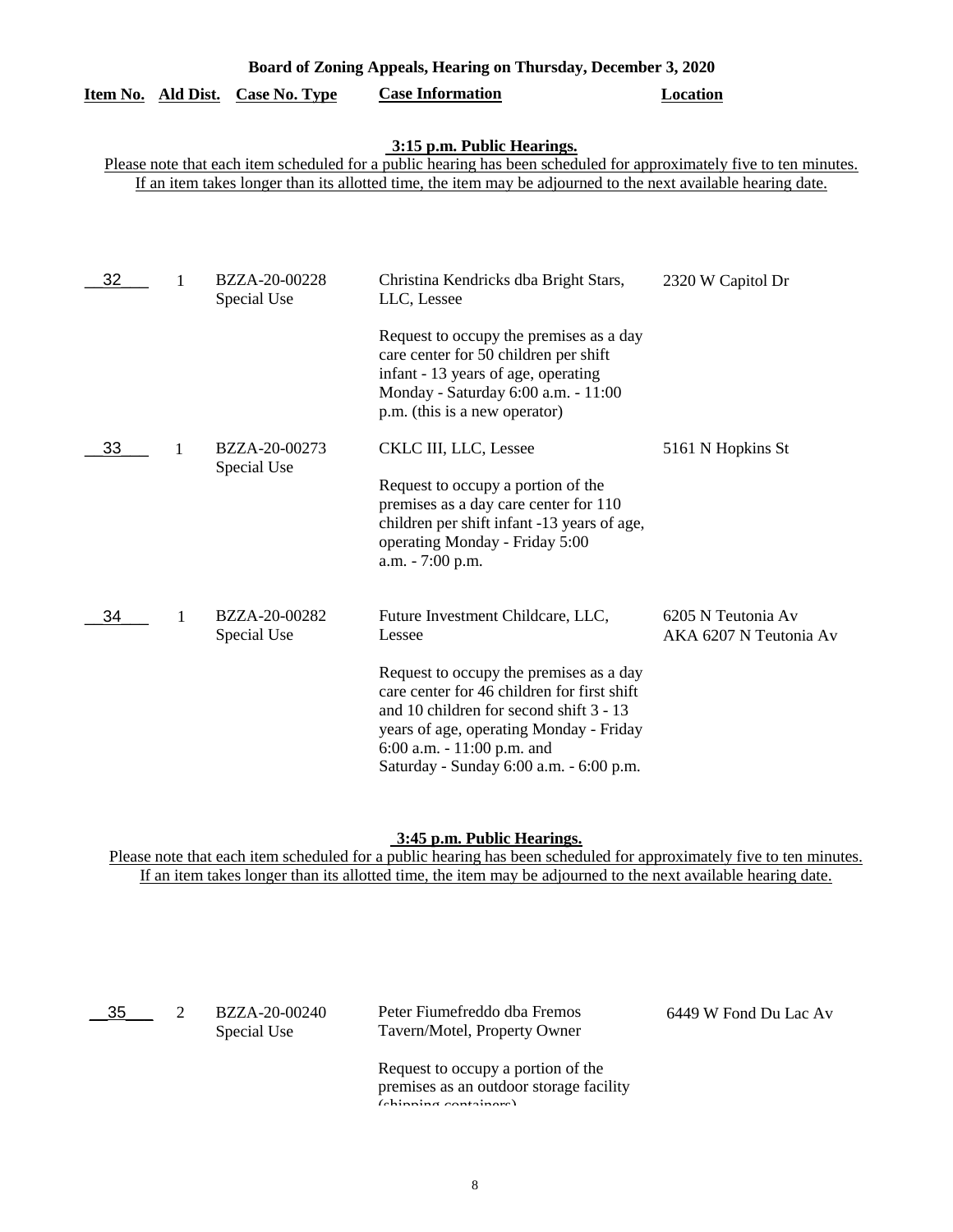**Board of Zoning Appeals, Hearing on Thursday, December 3, 2020**

| Item No. | Ald Dist. | Case No. Type | Case Information | Location |
|---|---|---|---|---|

**3:15 p.m. Public Hearings.**

Please note that each item scheduled for a public hearing has been scheduled for approximately five to ten minutes. If an item takes longer than its allotted time, the item may be adjourned to the next available hearing date.

| Item No. | Ald Dist. | Case No. Type | Case Information | Location |
|---|---|---|---|---|
| 32 | 1 | BZZA-20-00228 Special Use | Christina Kendricks dba Bright Stars, LLC, Lessee<br><br>Request to occupy the premises as a day care center for 50 children per shift infant - 13 years of age, operating Monday - Saturday 6:00 a.m. - 11:00 p.m. (this is a new operator) | 2320 W Capitol Dr |
| 33 | 1 | BZZA-20-00273 Special Use | CKLC III, LLC, Lessee<br><br>Request to occupy a portion of the premises as a day care center for 110 children per shift infant -13 years of age, operating Monday - Friday 5:00 a.m. - 7:00 p.m. | 5161 N Hopkins St |
| 34 | 1 | BZZA-20-00282 Special Use | Future Investment Childcare, LLC, Lessee<br><br>Request to occupy the premises as a day care center for 46 children for first shift and 10 children for second shift 3 - 13 years of age, operating Monday - Friday 6:00 a.m. - 11:00 p.m. and Saturday - Sunday 6:00 a.m. - 6:00 p.m. | 6205 N Teutonia Av AKA 6207 N Teutonia Av |

**3:45 p.m. Public Hearings.**

Please note that each item scheduled for a public hearing has been scheduled for approximately five to ten minutes. If an item takes longer than its allotted time, the item may be adjourned to the next available hearing date.

| Item No. | Ald Dist. | Case No. Type | Case Information | Location |
|---|---|---|---|---|
| 35 | 2 | BZZA-20-00240 Special Use | Peter Fiumefreddo dba Fremos Tavern/Motel, Property Owner<br><br>Request to occupy a portion of the premises as an outdoor storage facility (shipping containers) | 6449 W Fond Du Lac Av |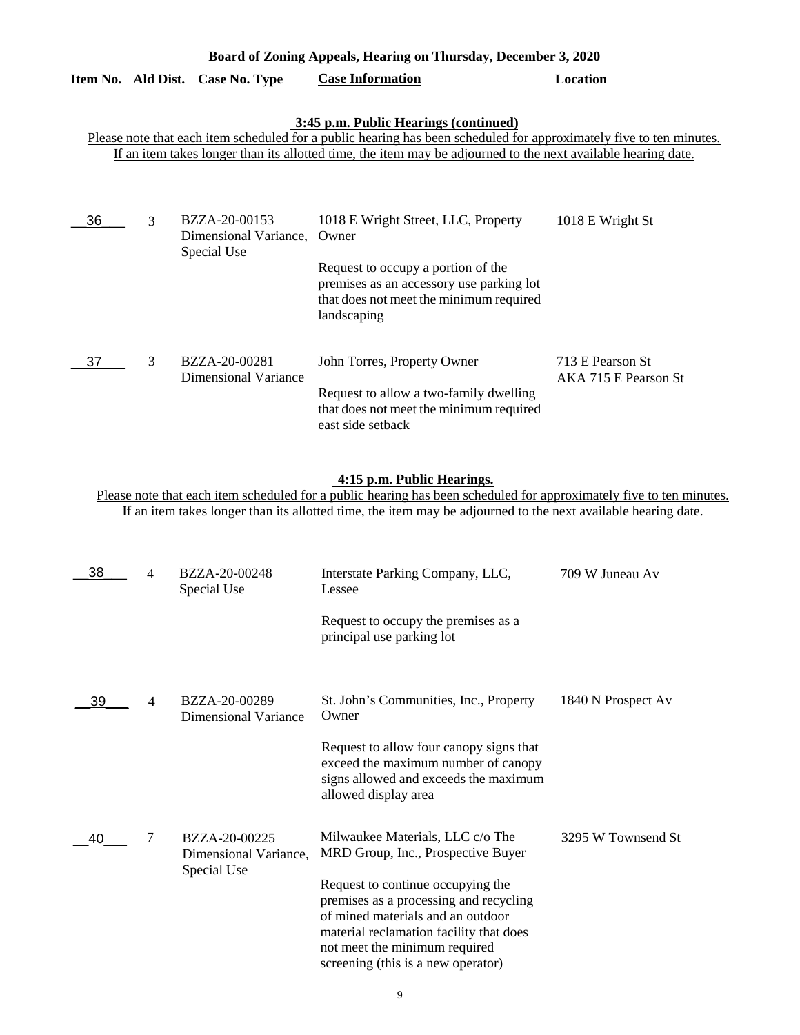**Board of Zoning Appeals, Hearing on Thursday, December 3, 2020**

### 3:45 p.m. Public Hearings (continued)

Please note that each item scheduled for a public hearing has been scheduled for approximately five to ten minutes. If an item takes longer than its allotted time, the item may be adjourned to the next available hearing date.

| Item No. | Ald Dist. | Case No. Type | Case Information | Location |
|---|---|---|---|---|
| 36 | 3 | BZZA-20-00153 Dimensional Variance, Special Use | 1018 E Wright Street, LLC, Property Owner<br><br>Request to occupy a portion of the premises as an accessory use parking lot that does not meet the minimum required landscaping | 1018 E Wright St |
| 37 | 3 | BZZA-20-00281 Dimensional Variance | John Torres, Property Owner<br><br>Request to allow a two-family dwelling that does not meet the minimum required east side setback | 713 E Pearson St AKA 715 E Pearson St |

### 4:15 p.m. Public Hearings.

Please note that each item scheduled for a public hearing has been scheduled for approximately five to ten minutes. If an item takes longer than its allotted time, the item may be adjourned to the next available hearing date.

| Item No. | Ald Dist. | Case No. Type | Case Information | Location |
|---|---|---|---|---|
| 38 | 4 | BZZA-20-00248 Special Use | Interstate Parking Company, LLC, Lessee<br><br>Request to occupy the premises as a principal use parking lot | 709 W Juneau Av |
| 39 | 4 | BZZA-20-00289 Dimensional Variance | St. John's Communities, Inc., Property Owner<br><br>Request to allow four canopy signs that exceed the maximum number of canopy signs allowed and exceeds the maximum allowed display area | 1840 N Prospect Av |
| 40 | 7 | BZZA-20-00225 Dimensional Variance, Special Use | Milwaukee Materials, LLC c/o The MRD Group, Inc., Prospective Buyer<br><br>Request to continue occupying the premises as a processing and recycling of mined materials and an outdoor material reclamation facility that does not meet the minimum required screening (this is a new operator) | 3295 W Townsend St |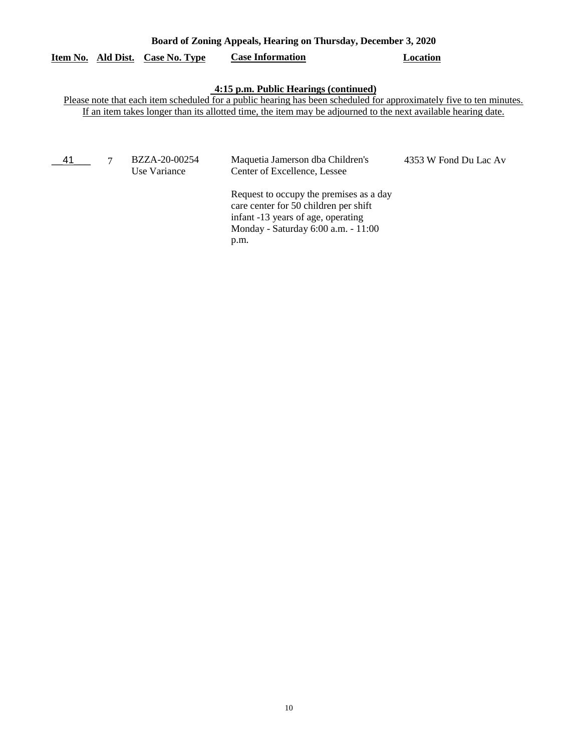**Board of Zoning Appeals, Hearing on Thursday, December 3, 2020**

**4:15 p.m. Public Hearings (continued)**

Please note that each item scheduled for a public hearing has been scheduled for approximately five to ten minutes. If an item takes longer than its allotted time, the item may be adjourned to the next available hearing date.

| Item No. | Ald Dist. | Case No. Type | Case Information | Location |
|---|---|---|---|---|
| 41 | 7 | BZZA-20-00254<br>Use Variance | Maquetia Jamerson dba Children's Center of Excellence, Lessee<br><br>Request to occupy the premises as a day care center for 50 children per shift infant -13 years of age, operating Monday - Saturday 6:00 a.m. - 11:00 p.m. | 4353 W Fond Du Lac Av |